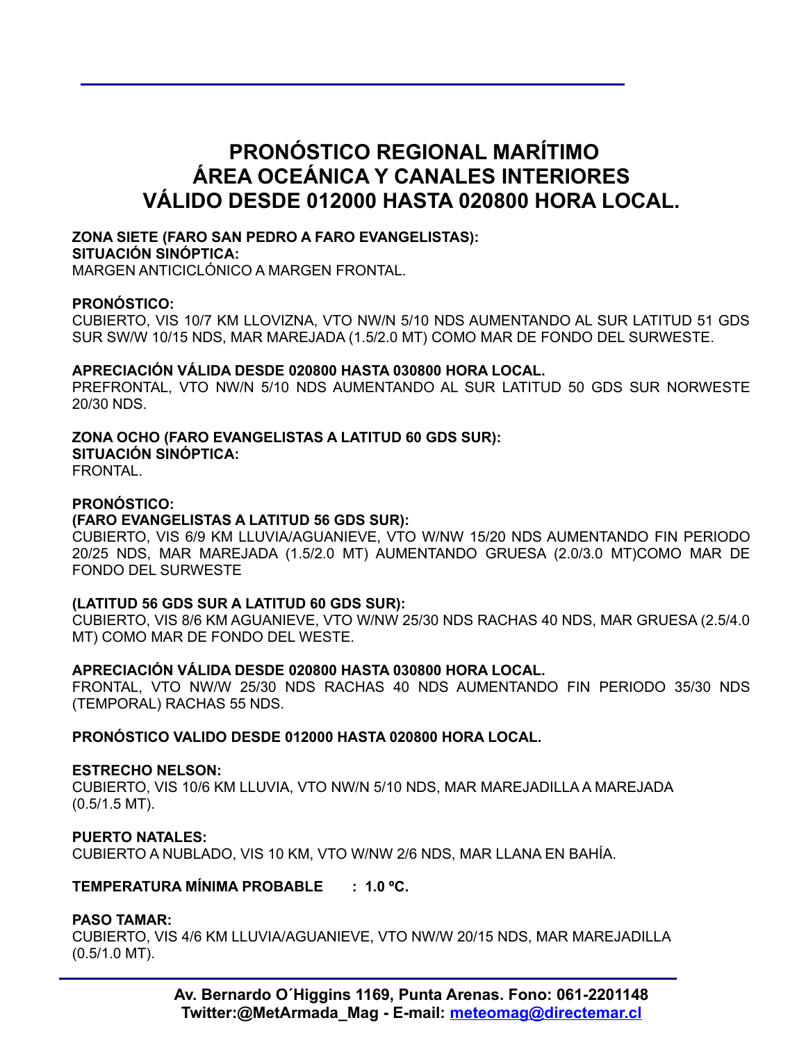# PRONÓSTICO REGIONAL MARÍTIMO
# ÁREA OCEÁNICA Y CANALES INTERIORES
# VÁLIDO DESDE 012000 HASTA 020800 HORA LOCAL.

**ZONA SIETE (FARO SAN PEDRO A FARO EVANGELISTAS):**
**SITUACIÓN SINÓPTICA:**
MARGEN ANTICICLÓNICO A MARGEN FRONTAL.

**PRONÓSTICO:**
CUBIERTO, VIS 10/7 KM LLOVIZNA, VTO NW/N 5/10 NDS AUMENTANDO AL SUR LATITUD 51 GDS SUR SW/W 10/15 NDS, MAR MAREJADA (1.5/2.0 MT) COMO MAR DE FONDO DEL SURWESTE.

**APRECIACIÓN VÁLIDA DESDE 020800 HASTA 030800 HORA LOCAL.**
PREFRONTAL, VTO NW/N 5/10 NDS AUMENTANDO AL SUR LATITUD 50 GDS SUR NORWESTE 20/30 NDS.

**ZONA OCHO (FARO EVANGELISTAS A LATITUD 60 GDS SUR):**
**SITUACIÓN SINÓPTICA:**
FRONTAL.

**PRONÓSTICO:**
**(FARO EVANGELISTAS A LATITUD 56 GDS SUR):**
CUBIERTO, VIS 6/9 KM LLUVIA/AGUANIEVE, VTO W/NW 15/20 NDS AUMENTANDO FIN PERIODO 20/25 NDS, MAR MAREJADA (1.5/2.0 MT) AUMENTANDO GRUESA (2.0/3.0 MT)COMO MAR DE FONDO DEL SURWESTE

**(LATITUD 56 GDS SUR A LATITUD 60 GDS SUR):**
CUBIERTO, VIS 8/6 KM AGUANIEVE, VTO W/NW 25/30 NDS RACHAS 40 NDS, MAR GRUESA (2.5/4.0 MT) COMO MAR DE FONDO DEL WESTE.

**APRECIACIÓN VÁLIDA DESDE 020800 HASTA 030800 HORA LOCAL.**
FRONTAL, VTO NW/W 25/30 NDS RACHAS 40 NDS AUMENTANDO FIN PERIODO 35/30 NDS (TEMPORAL) RACHAS 55 NDS.

**PRONÓSTICO VALIDO DESDE 012000 HASTA 020800 HORA LOCAL.**

**ESTRECHO NELSON:**
CUBIERTO, VIS 10/6 KM LLUVIA, VTO NW/N 5/10 NDS, MAR MAREJADILLA A MAREJADA (0.5/1.5 MT).

**PUERTO NATALES:**
CUBIERTO A NUBLADO, VIS 10 KM, VTO W/NW 2/6 NDS, MAR LLANA EN BAHÍA.

**TEMPERATURA MÍNIMA PROBABLE : 1.0 ºC.**

**PASO TAMAR:**
CUBIERTO, VIS 4/6 KM LLUVIA/AGUANIEVE, VTO NW/W 20/15 NDS, MAR MAREJADILLA (0.5/1.0 MT).

**Av. Bernardo O´Higgins 1169, Punta Arenas. Fono: 061-2201148**
**Twitter:@MetArmada_Mag - E-mail: meteomag@directemar.cl**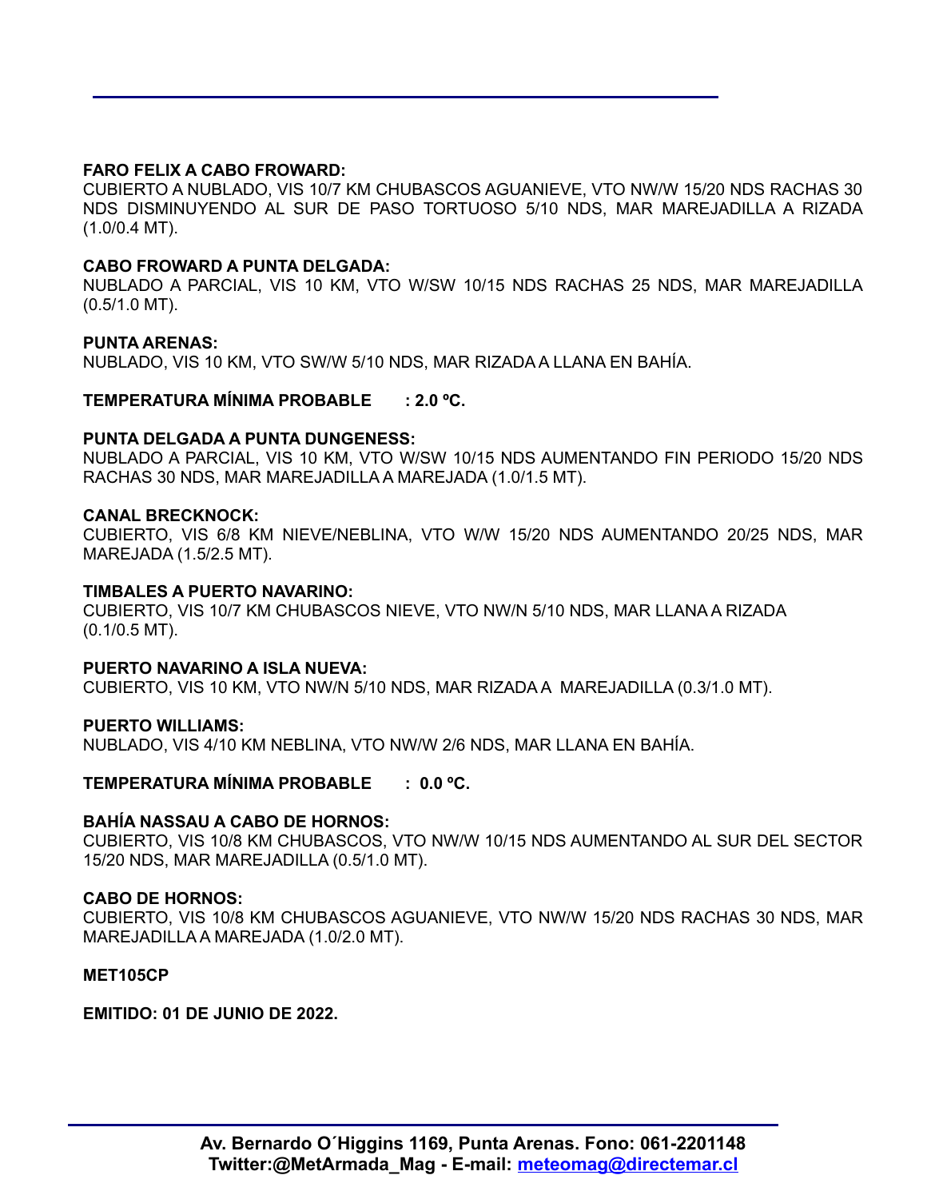**FARO FELIX A CABO FROWARD:**
CUBIERTO A NUBLADO, VIS 10/7 KM CHUBASCOS AGUANIEVE, VTO NW/W 15/20 NDS RACHAS 30 NDS DISMINUYENDO AL SUR DE PASO TORTUOSO 5/10 NDS, MAR MAREJADILLA A RIZADA (1.0/0.4 MT).

**CABO FROWARD A PUNTA DELGADA:**
NUBLADO A PARCIAL, VIS 10 KM, VTO W/SW 10/15 NDS RACHAS 25 NDS, MAR MAREJADILLA (0.5/1.0 MT).

**PUNTA ARENAS:**
NUBLADO, VIS 10 KM, VTO SW/W 5/10 NDS, MAR RIZADA A LLANA EN BAHÍA.

**TEMPERATURA MÍNIMA PROBABLE : 2.0 ºC.**

**PUNTA DELGADA A PUNTA DUNGENESS:**
NUBLADO A PARCIAL, VIS 10 KM, VTO W/SW 10/15 NDS AUMENTANDO FIN PERIODO 15/20 NDS RACHAS 30 NDS, MAR MAREJADILLA A MAREJADA (1.0/1.5 MT).

**CANAL BRECKNOCK:**
CUBIERTO, VIS 6/8 KM NIEVE/NEBLINA, VTO W/W 15/20 NDS AUMENTANDO 20/25 NDS, MAR MAREJADA (1.5/2.5 MT).

**TIMBALES A PUERTO NAVARINO:**
CUBIERTO, VIS 10/7 KM CHUBASCOS NIEVE, VTO NW/N 5/10 NDS, MAR LLANA A RIZADA (0.1/0.5 MT).

**PUERTO NAVARINO A ISLA NUEVA:**
CUBIERTO, VIS 10 KM, VTO NW/N 5/10 NDS, MAR RIZADA A MAREJADILLA (0.3/1.0 MT).

**PUERTO WILLIAMS:**
NUBLADO, VIS 4/10 KM NEBLINA, VTO NW/W 2/6 NDS, MAR LLANA EN BAHÍA.

**TEMPERATURA MÍNIMA PROBABLE : 0.0 ºC.**

**BAHÍA NASSAU A CABO DE HORNOS:**
CUBIERTO, VIS 10/8 KM CHUBASCOS, VTO NW/W 10/15 NDS AUMENTANDO AL SUR DEL SECTOR 15/20 NDS, MAR MAREJADILLA (0.5/1.0 MT).

**CABO DE HORNOS:**
CUBIERTO, VIS 10/8 KM CHUBASCOS AGUANIEVE, VTO NW/W 15/20 NDS RACHAS 30 NDS, MAR MAREJADILLA A MAREJADA (1.0/2.0 MT).

**MET105CP**

**EMITIDO: 01 DE JUNIO DE 2022.**

**Av. Bernardo O´Higgins 1169, Punta Arenas. Fono: 061-2201148**
**Twitter:@MetArmada_Mag - E-mail: meteomag@directemar.cl**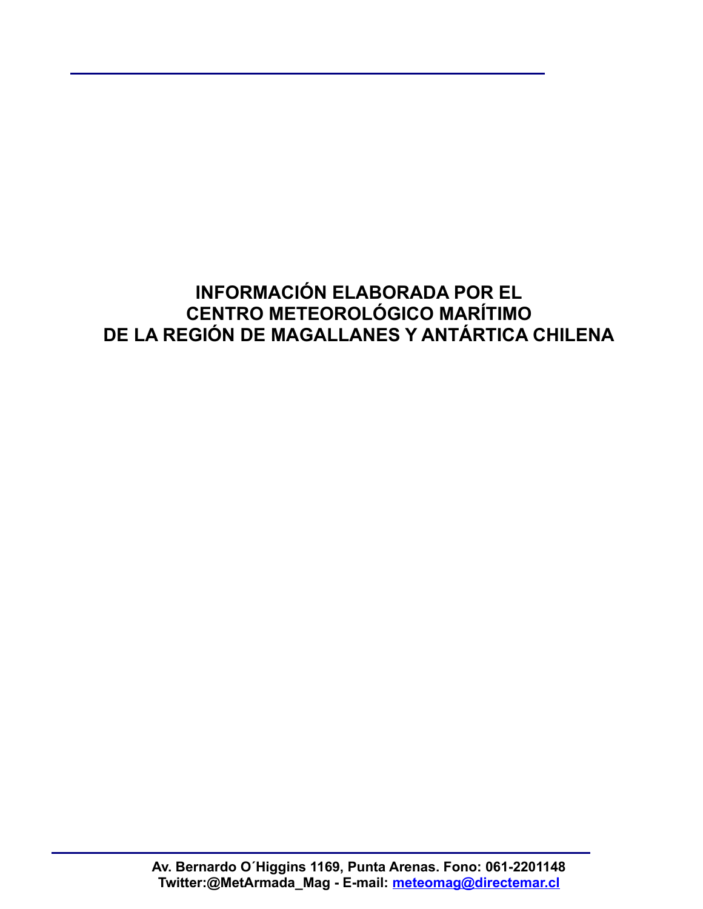**INFORMACIÓN ELABORADA POR EL**
**CENTRO METEOROLÓGICO MARÍTIMO**
**DE LA REGIÓN DE MAGALLANES Y ANTÁRTICA CHILENA**

**Av. Bernardo O´Higgins 1169, Punta Arenas. Fono: 061-2201148**
**Twitter:@MetArmada_Mag - E-mail: meteomag@directemar.cl**